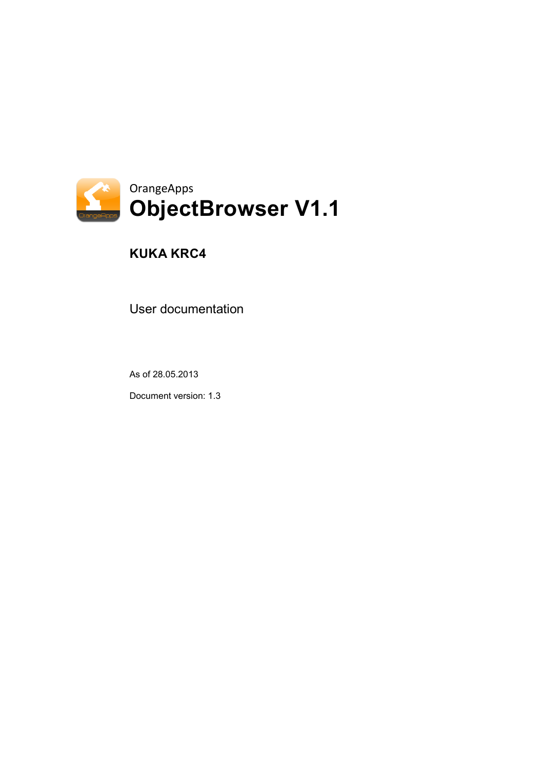OrangeApps

# ObjectBrowser V1.1

## KUKA KRC4

User documentation

As of 28.05.2013

Document version: 1.3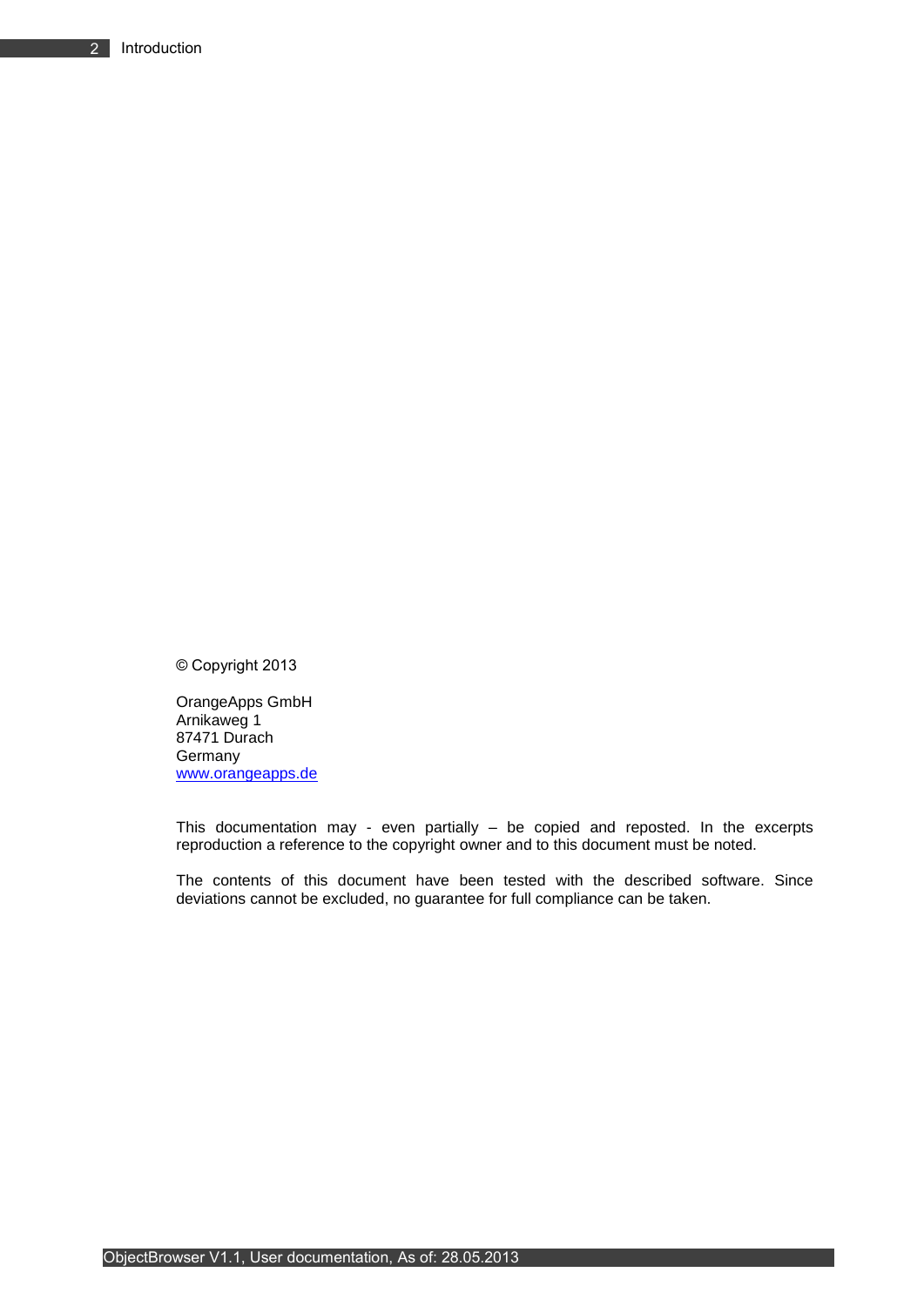© Copyright 2013

OrangeApps GmbH
Arnikaweg 1
87471 Durach
Germany
www.orangeapps.de

This documentation may - even partially – be copied and reposted. In the excerpts reproduction a reference to the copyright owner and to this document must be noted.

The contents of this document have been tested with the described software. Since deviations cannot be excluded, no guarantee for full compliance can be taken.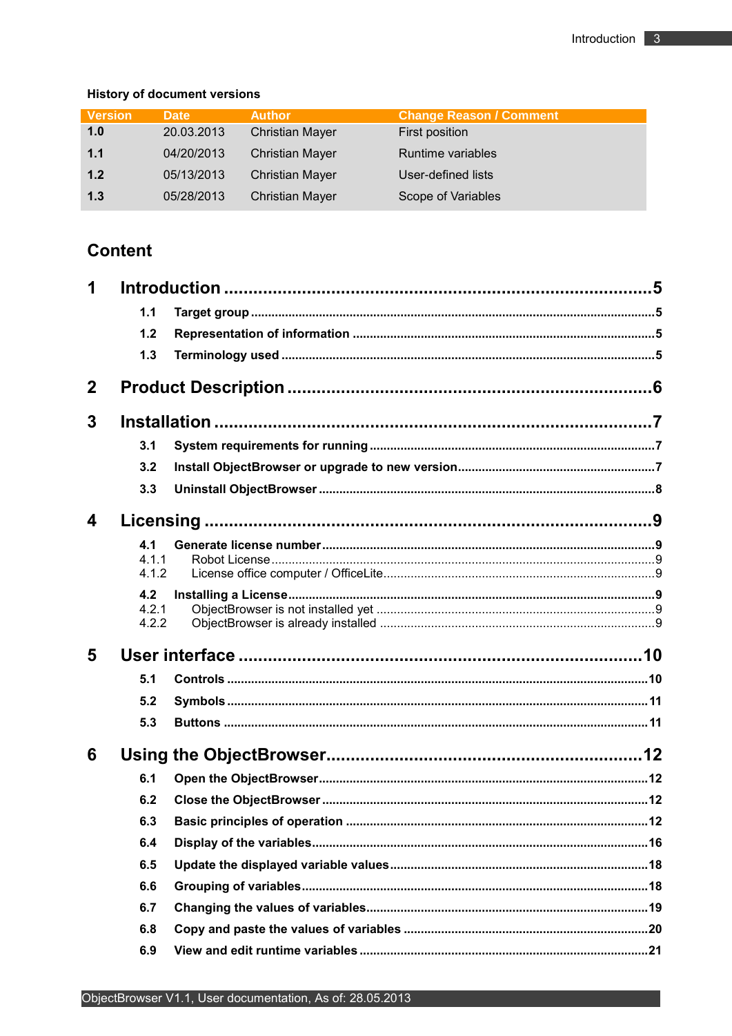**History of document versions**

| Version | Date | Author | Change Reason / Comment |
|---|---|---|---|
| **1.0** | 20.03.2013 | Christian Mayer | First position |
| **1.1** | 04/20/2013 | Christian Mayer | Runtime variables |
| **1.2** | 05/13/2013 | Christian Mayer | User-defined lists |
| **1.3** | 05/28/2013 | Christian Mayer | Scope of Variables |

## Content

**1 Introduction ........................................................................ 5**

- **1.1 Target group ........................................................................ 5**
- **1.2 Representation of information ........................................................................ 5**
- **1.3 Terminology used ........................................................................ 5**

**2 Product Description ........................................................................ 6**

**3 Installation ........................................................................ 7**

- **3.1 System requirements for running ........................................................................ 7**
- **3.2 Install ObjectBrowser or upgrade to new version ........................................................................ 7**
- **3.3 Uninstall ObjectBrowser ........................................................................ 8**

**4 Licensing ........................................................................ 9**

- **4.1 Generate license number ........................................................................ 9**
  - 4.1.1 Robot License ........................................................................ 9
  - 4.1.2 License office computer / OfficeLite ........................................................................ 9
- **4.2 Installing a License ........................................................................ 9**
  - 4.2.1 ObjectBrowser is not installed yet ........................................................................ 9
  - 4.2.2 ObjectBrowser is already installed ........................................................................ 9

**5 User interface ........................................................................ 10**

- **5.1 Controls ........................................................................ 10**
- **5.2 Symbols ........................................................................ 11**
- **5.3 Buttons ........................................................................ 11**

**6 Using the ObjectBrowser ........................................................................ 12**

- **6.1 Open the ObjectBrowser ........................................................................ 12**
- **6.2 Close the ObjectBrowser ........................................................................ 12**
- **6.3 Basic principles of operation ........................................................................ 12**
- **6.4 Display of the variables ........................................................................ 16**
- **6.5 Update the displayed variable values ........................................................................ 18**
- **6.6 Grouping of variables ........................................................................ 18**
- **6.7 Changing the values of variables ........................................................................ 19**
- **6.8 Copy and paste the values of variables ........................................................................ 20**
- **6.9 View and edit runtime variables ........................................................................ 21**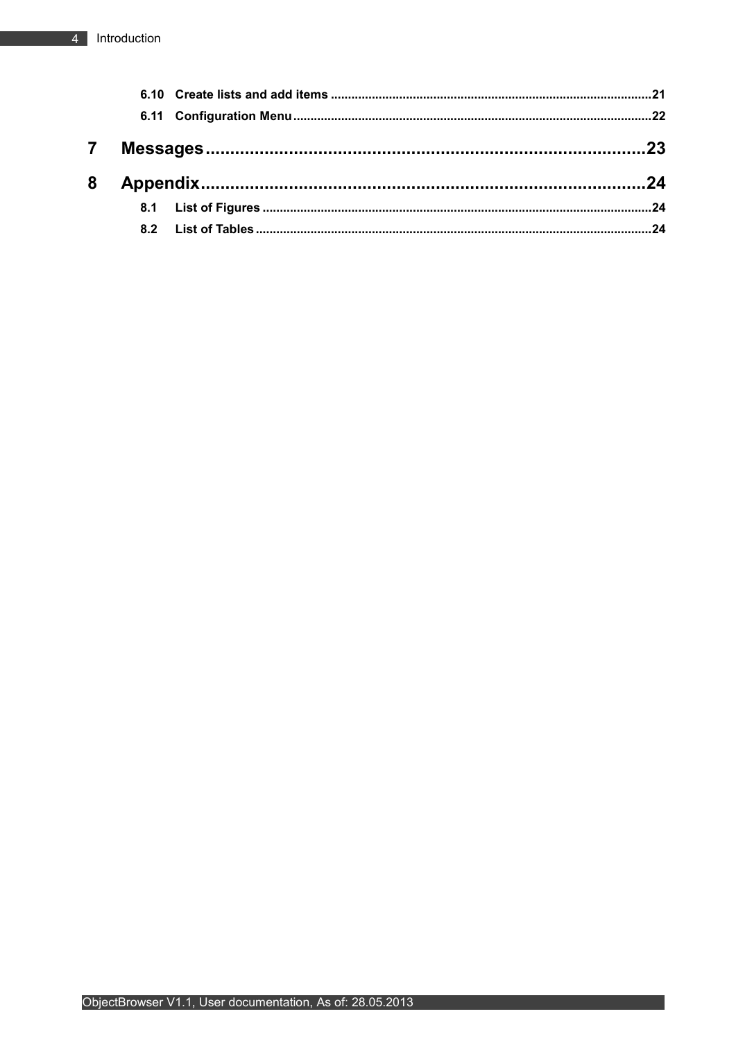6.10 Create lists and add items ....................................................................................................21

6.11 Configuration Menu.......................................................................................................22

**7 Messages.............................................................................................23**

**8 Appendix.............................................................................................24**

8.1 List of Figures ..............................................................................................................24

8.2 List of Tables ................................................................................................................24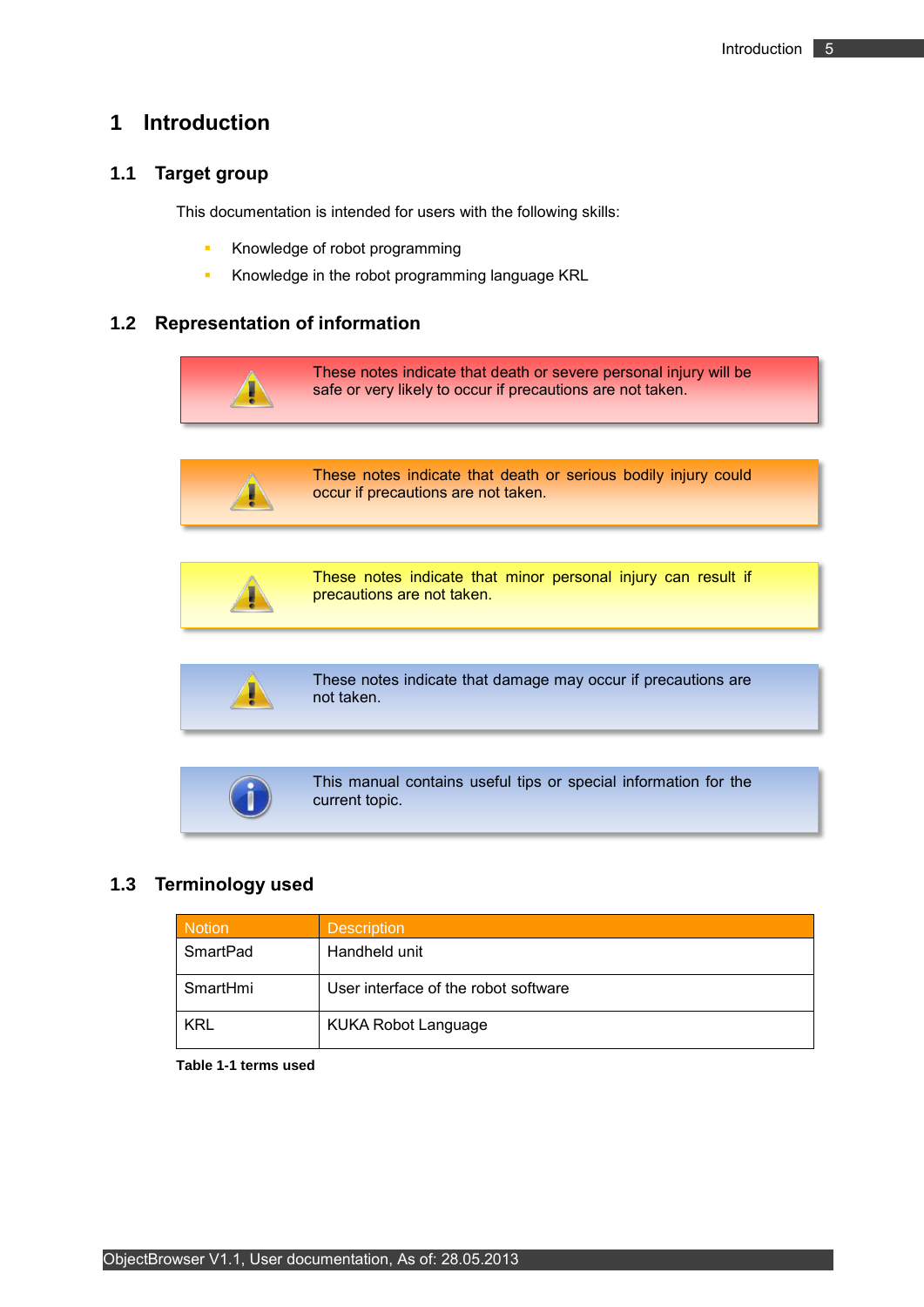# 1 Introduction

## 1.1 Target group

This documentation is intended for users with the following skills:

- Knowledge of robot programming
- Knowledge in the robot programming language KRL

## 1.2 Representation of information

These notes indicate that death or severe personal injury will be safe or very likely to occur if precautions are not taken.

These notes indicate that death or serious bodily injury could occur if precautions are not taken.

These notes indicate that minor personal injury can result if precautions are not taken.

These notes indicate that damage may occur if precautions are not taken.

This manual contains useful tips or special information for the current topic.

## 1.3 Terminology used

| Notion | Description |
|---|---|
| SmartPad | Handheld unit |
| SmartHmi | User interface of the robot software |
| KRL | KUKA Robot Language |

**Table 1-1 terms used**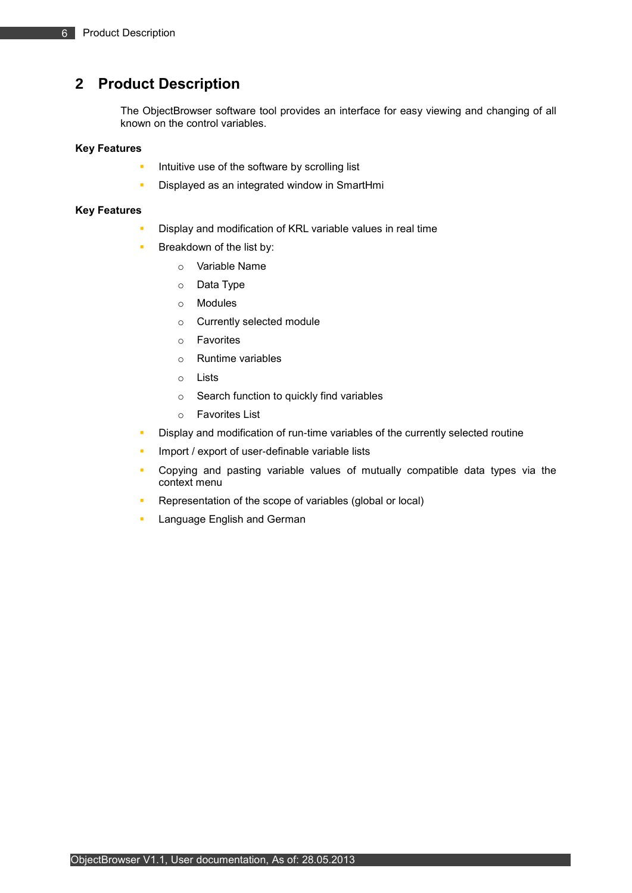# 2 Product Description

The ObjectBrowser software tool provides an interface for easy viewing and changing of all known on the control variables.

**Key Features**

- Intuitive use of the software by scrolling list
- Displayed as an integrated window in SmartHmi

**Key Features**

- Display and modification of KRL variable values in real time
- Breakdown of the list by:
  - Variable Name
  - Data Type
  - Modules
  - Currently selected module
  - Favorites
  - Runtime variables
  - Lists
  - Search function to quickly find variables
  - Favorites List
- Display and modification of run-time variables of the currently selected routine
- Import / export of user-definable variable lists
- Copying and pasting variable values of mutually compatible data types via the context menu
- Representation of the scope of variables (global or local)
- Language English and German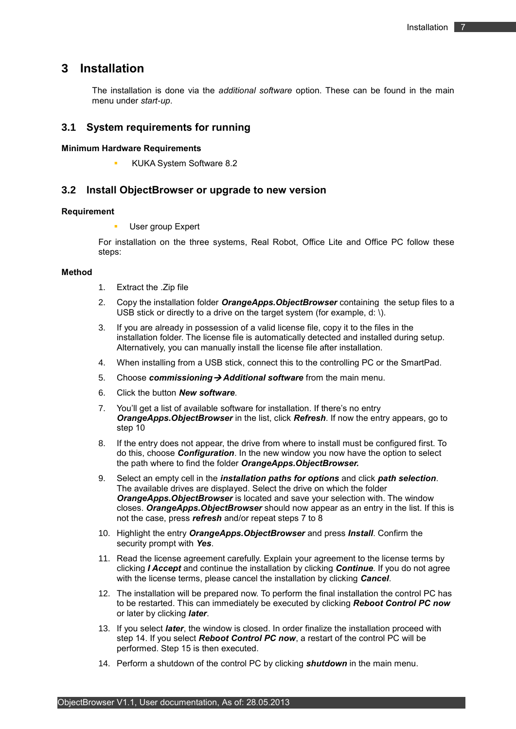# 3 Installation

The installation is done via the *additional software* option. These can be found in the main menu under *start-up*.

## 3.1 System requirements for running

**Minimum Hardware Requirements**

- KUKA System Software 8.2

## 3.2 Install ObjectBrowser or upgrade to new version

**Requirement**

- User group Expert

For installation on the three systems, Real Robot, Office Lite and Office PC follow these steps:

**Method**

1. Extract the .Zip file
2. Copy the installation folder ***OrangeApps.ObjectBrowser*** containing the setup files to a USB stick or directly to a drive on the target system (for example, d: \).
3. If you are already in possession of a valid license file, copy it to the files in the installation folder. The license file is automatically detected and installed during setup. Alternatively, you can manually install the license file after installation.
4. When installing from a USB stick, connect this to the controlling PC or the SmartPad.
5. Choose ***commissioning→ Additional software*** from the main menu.
6. Click the button ***New software***.
7. You'll get a list of available software for installation. If there's no entry ***OrangeApps.ObjectBrowser*** in the list, click ***Refresh***. If now the entry appears, go to step 10
8. If the entry does not appear, the drive from where to install must be configured first. To do this, choose ***Configuration***. In the new window you now have the option to select the path where to find the folder ***OrangeApps.ObjectBrowser.***
9. Select an empty cell in the ***installation paths for options*** and click ***path selection***. The available drives are displayed. Select the drive on which the folder ***OrangeApps.ObjectBrowser*** is located and save your selection with. The window closes. ***OrangeApps.ObjectBrowser*** should now appear as an entry in the list. If this is not the case, press ***refresh*** and/or repeat steps 7 to 8
10. Highlight the entry ***OrangeApps.ObjectBrowser*** and press ***Install***. Confirm the security prompt with ***Yes***.
11. Read the license agreement carefully. Explain your agreement to the license terms by clicking ***I Accept*** and continue the installation by clicking ***Continue***. If you do not agree with the license terms, please cancel the installation by clicking ***Cancel***.
12. The installation will be prepared now. To perform the final installation the control PC has to be restarted. This can immediately be executed by clicking ***Reboot Control PC now*** or later by clicking ***later***.
13. If you select ***later***, the window is closed. In order finalize the installation proceed with step 14. If you select ***Reboot Control PC now***, a restart of the control PC will be performed. Step 15 is then executed.
14. Perform a shutdown of the control PC by clicking ***shutdown*** in the main menu.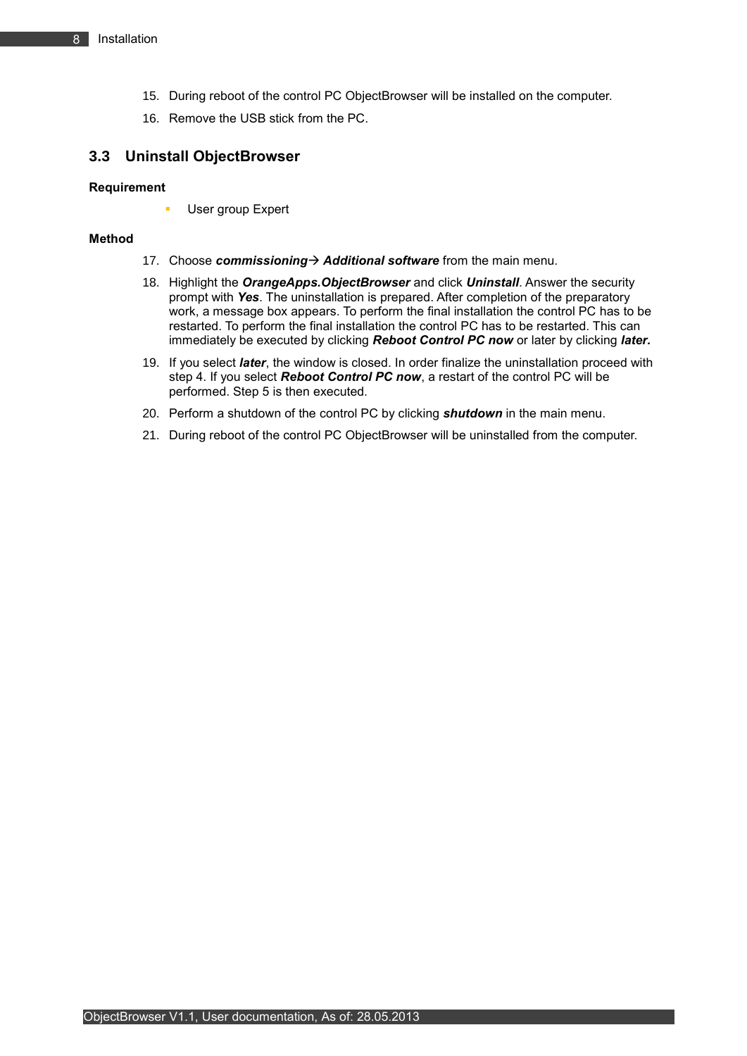15. During reboot of the control PC ObjectBrowser will be installed on the computer.
16. Remove the USB stick from the PC.

## 3.3 Uninstall ObjectBrowser

**Requirement**

- User group Expert

**Method**

17. Choose ***commissioning*→ *Additional software*** from the main menu.
18. Highlight the ***OrangeApps.ObjectBrowser*** and click ***Uninstall***. Answer the security prompt with ***Yes***. The uninstallation is prepared. After completion of the preparatory work, a message box appears. To perform the final installation the control PC has to be restarted. To perform the final installation the control PC has to be restarted. This can immediately be executed by clicking ***Reboot Control PC now*** or later by clicking ***later.***
19. If you select ***later***, the window is closed. In order finalize the uninstallation proceed with step 4. If you select ***Reboot Control PC now***, a restart of the control PC will be performed. Step 5 is then executed.
20. Perform a shutdown of the control PC by clicking ***shutdown*** in the main menu.
21. During reboot of the control PC ObjectBrowser will be uninstalled from the computer.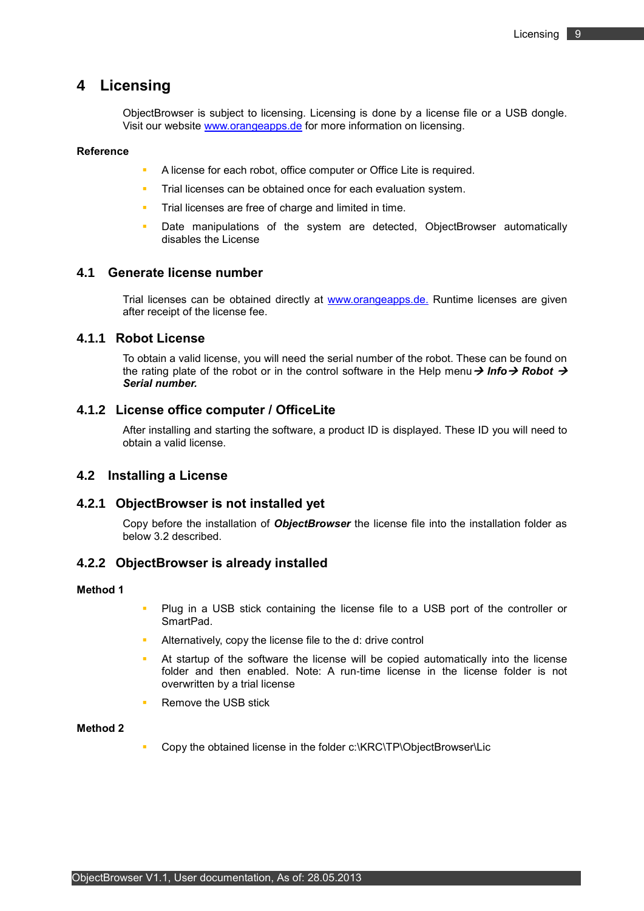# 4 Licensing

ObjectBrowser is subject to licensing. Licensing is done by a license file or a USB dongle. Visit our website [www.orangeapps.de](http://www.orangeapps.de) for more information on licensing.

**Reference**

- A license for each robot, office computer or Office Lite is required.
- Trial licenses can be obtained once for each evaluation system.
- Trial licenses are free of charge and limited in time.
- Date manipulations of the system are detected, ObjectBrowser automatically disables the License

## 4.1 Generate license number

Trial licenses can be obtained directly at [www.orangeapps.de.](http://www.orangeapps.de) Runtime licenses are given after receipt of the license fee.

### 4.1.1 Robot License

To obtain a valid license, you will need the serial number of the robot. These can be found on the rating plate of the robot or in the control software in the Help menu → ***Info*** → ***Robot*** → ***Serial number.***

### 4.1.2 License office computer / OfficeLite

After installing and starting the software, a product ID is displayed. These ID you will need to obtain a valid license.

## 4.2 Installing a License

### 4.2.1 ObjectBrowser is not installed yet

Copy before the installation of ***ObjectBrowser*** the license file into the installation folder as below 3.2 described.

### 4.2.2 ObjectBrowser is already installed

**Method 1**

- Plug in a USB stick containing the license file to a USB port of the controller or SmartPad.
- Alternatively, copy the license file to the d: drive control
- At startup of the software the license will be copied automatically into the license folder and then enabled. Note: A run-time license in the license folder is not overwritten by a trial license
- Remove the USB stick

**Method 2**

- Copy the obtained license in the folder c:\KRC\TP\ObjectBrowser\Lic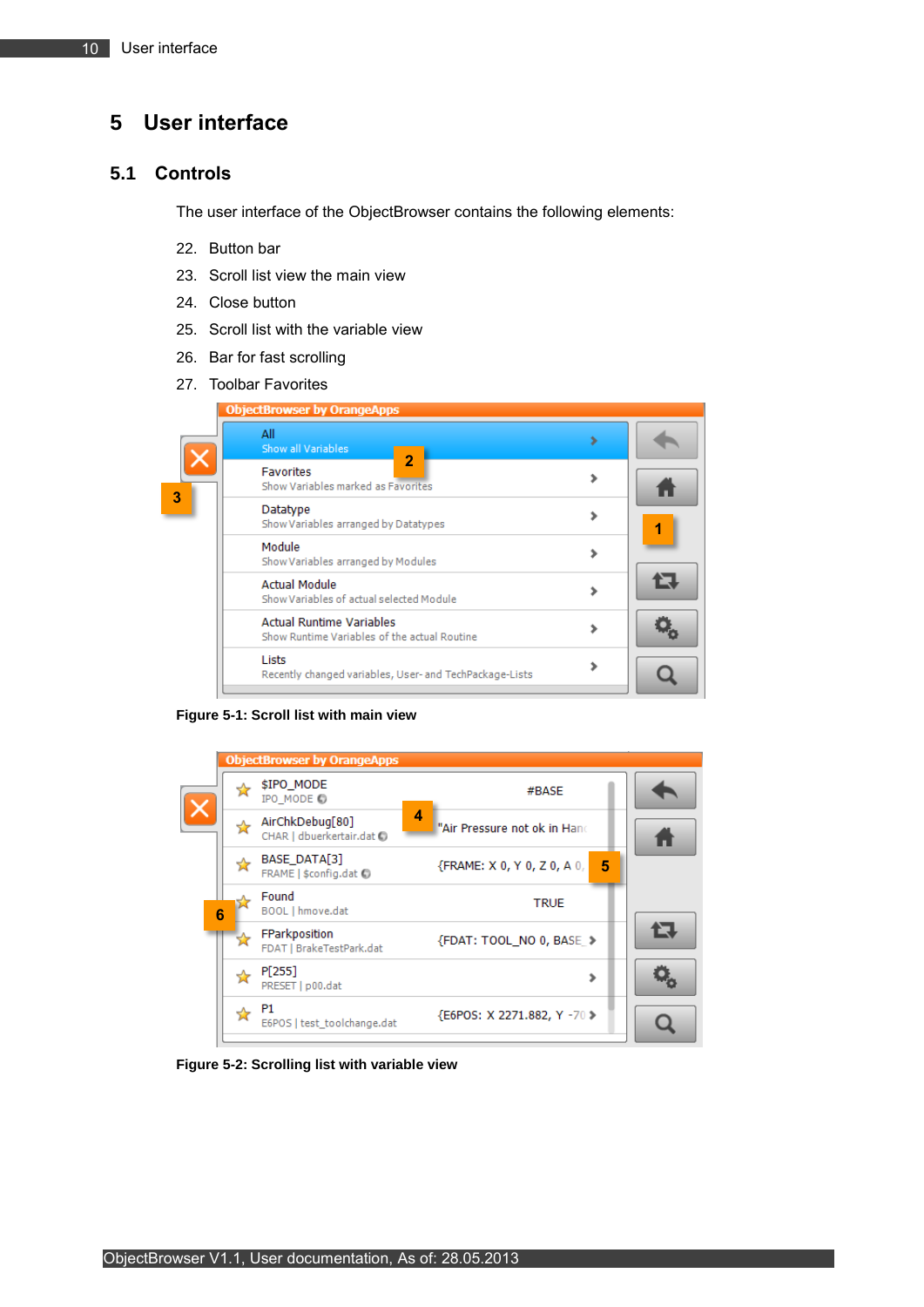# 5 User interface

## 5.1 Controls

The user interface of the ObjectBrowser contains the following elements:

22. Button bar
23. Scroll list view the main view
24. Close button
25. Scroll list with the variable view
26. Bar for fast scrolling
27. Toolbar Favorites

**Figure 5-1: Scroll list with main view**

**Figure 5-2: Scrolling list with variable view**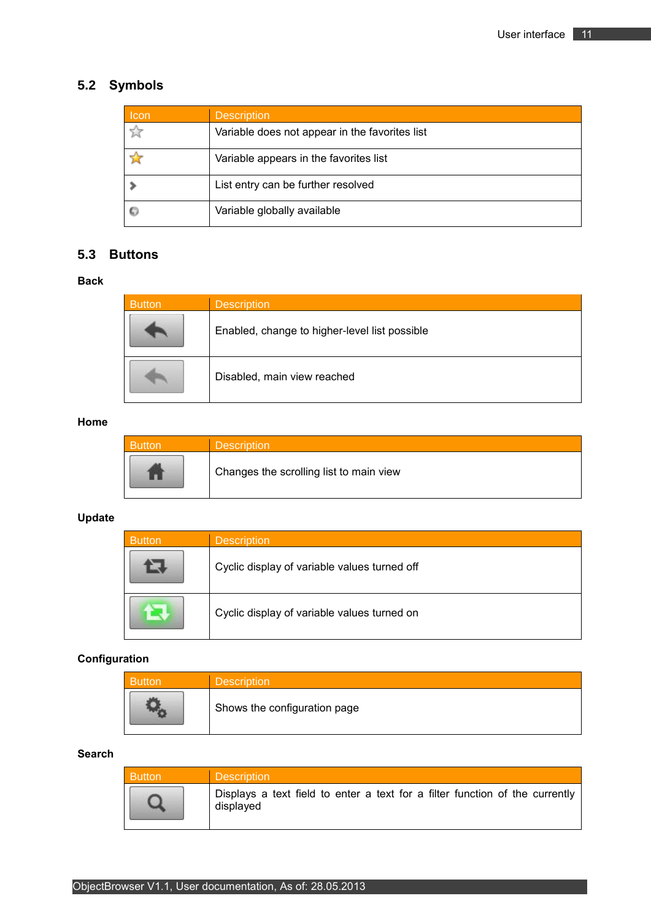## 5.2 Symbols

| Icon | Description |
|---|---|
| | Variable does not appear in the favorites list |
| | Variable appears in the favorites list |
| | List entry can be further resolved |
| | Variable globally available |

## 5.3 Buttons

**Back**

| Button | Description |
|---|---|
| | Enabled, change to higher-level list possible |
| | Disabled, main view reached |

**Home**

| Button | Description |
|---|---|
| | Changes the scrolling list to main view |

**Update**

| Button | Description |
|---|---|
| | Cyclic display of variable values turned off |
| | Cyclic display of variable values turned on |

**Configuration**

| Button | Description |
|---|---|
| | Shows the configuration page |

**Search**

| Button | Description |
|---|---|
| | Displays a text field to enter a text for a filter function of the currently displayed |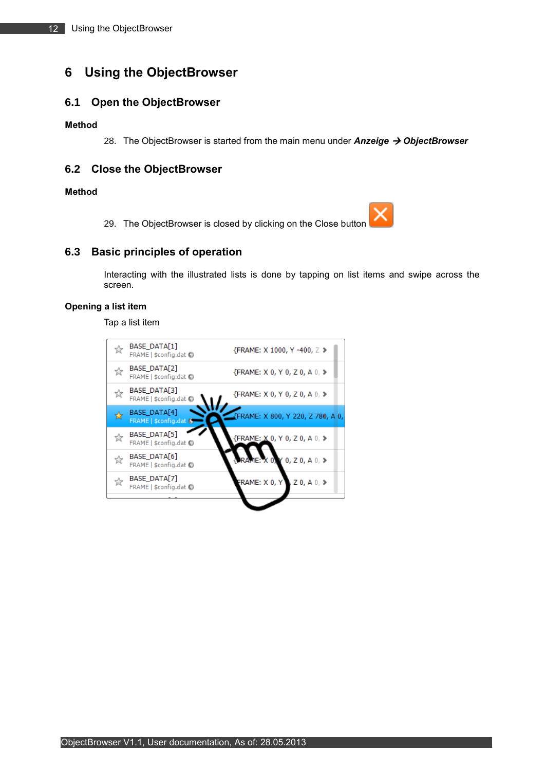# 6 Using the ObjectBrowser

## 6.1 Open the ObjectBrowser

**Method**

28. The ObjectBrowser is started from the main menu under ***Anzeige → ObjectBrowser***

## 6.2 Close the ObjectBrowser

**Method**

29. The ObjectBrowser is closed by clicking on the Close button

## 6.3 Basic principles of operation

Interacting with the illustrated lists is done by tapping on list items and swipe across the screen.

**Opening a list item**

Tap a list item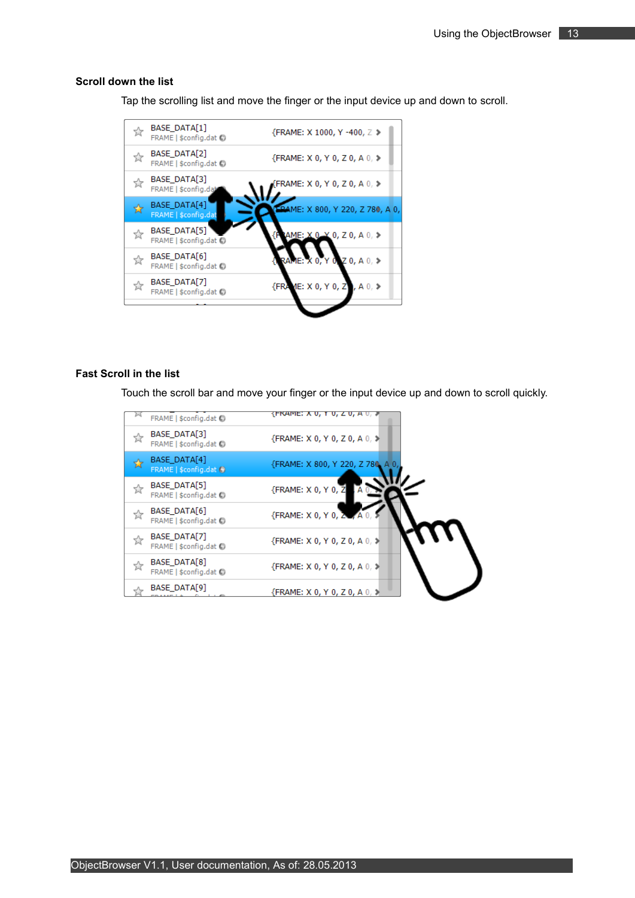### Scroll down the list

Tap the scrolling list and move the finger or the input device up and down to scroll.

### Fast Scroll in the list

Touch the scroll bar and move your finger or the input device up and down to scroll quickly.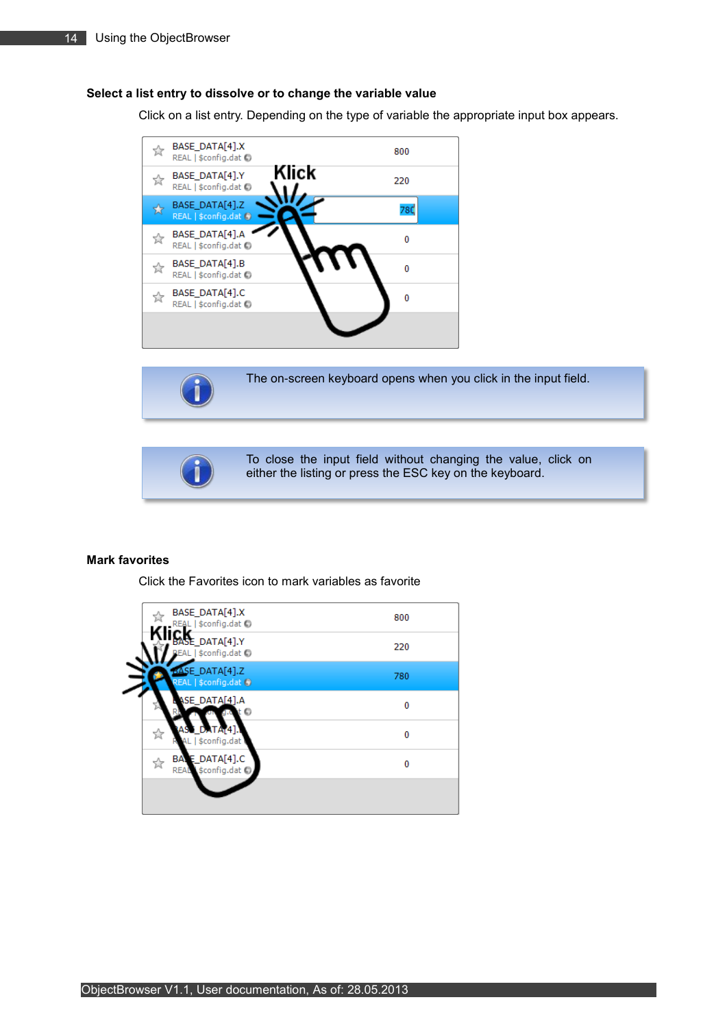### Select a list entry to dissolve or to change the variable value

Click on a list entry. Depending on the type of variable the appropriate input box appears.

The on-screen keyboard opens when you click in the input field.

To close the input field without changing the value, click on either the listing or press the ESC key on the keyboard.

### Mark favorites

Click the Favorites icon to mark variables as favorite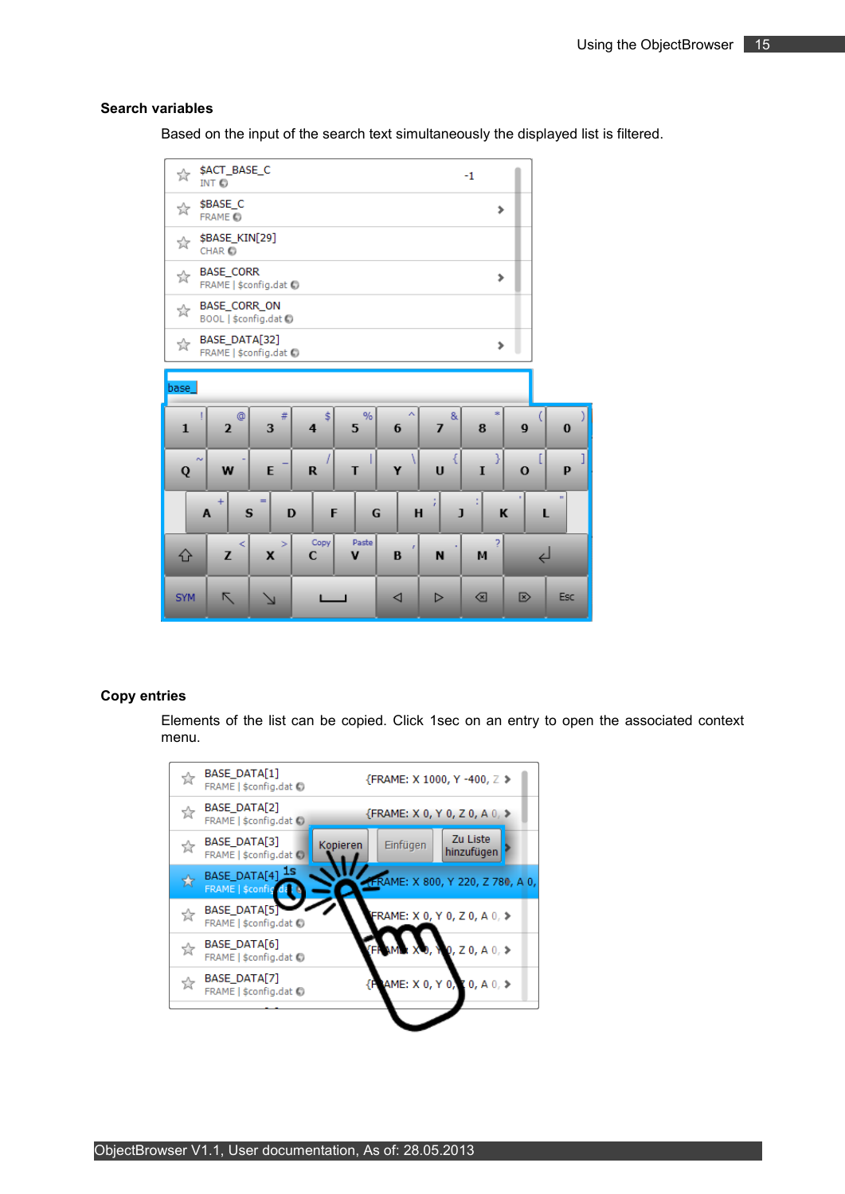## Search variables

Based on the input of the search text simultaneously the displayed list is filtered.

## Copy entries

Elements of the list can be copied. Click 1sec on an entry to open the associated context menu.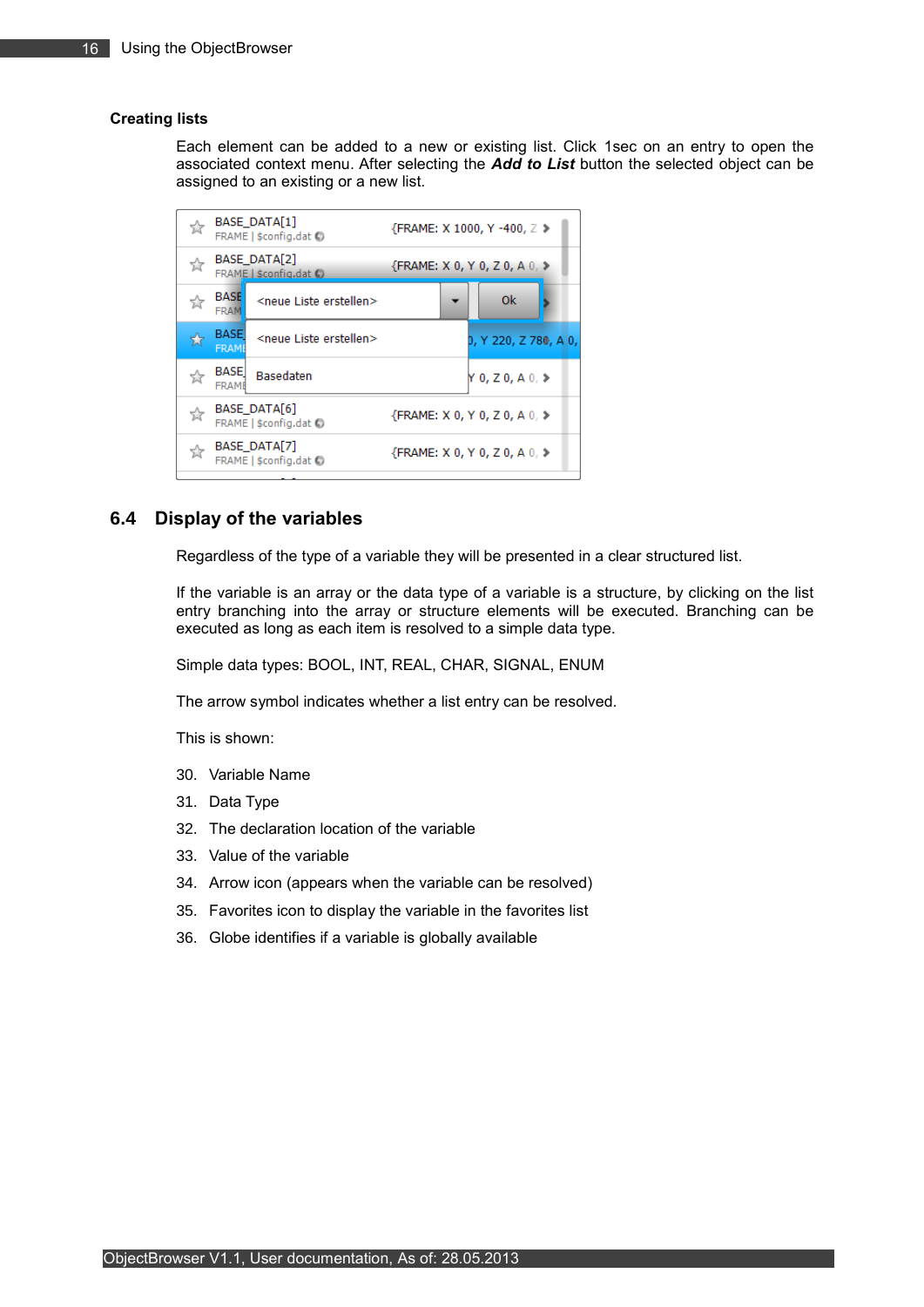#### Creating lists

Each element can be added to a new or existing list. Click 1sec on an entry to open the associated context menu. After selecting the ***Add to List*** button the selected object can be assigned to an existing or a new list.

## 6.4 Display of the variables

Regardless of the type of a variable they will be presented in a clear structured list.

If the variable is an array or the data type of a variable is a structure, by clicking on the list entry branching into the array or structure elements will be executed. Branching can be executed as long as each item is resolved to a simple data type.

Simple data types: BOOL, INT, REAL, CHAR, SIGNAL, ENUM

The arrow symbol indicates whether a list entry can be resolved.

This is shown:

30. Variable Name
31. Data Type
32. The declaration location of the variable
33. Value of the variable
34. Arrow icon (appears when the variable can be resolved)
35. Favorites icon to display the variable in the favorites list
36. Globe identifies if a variable is globally available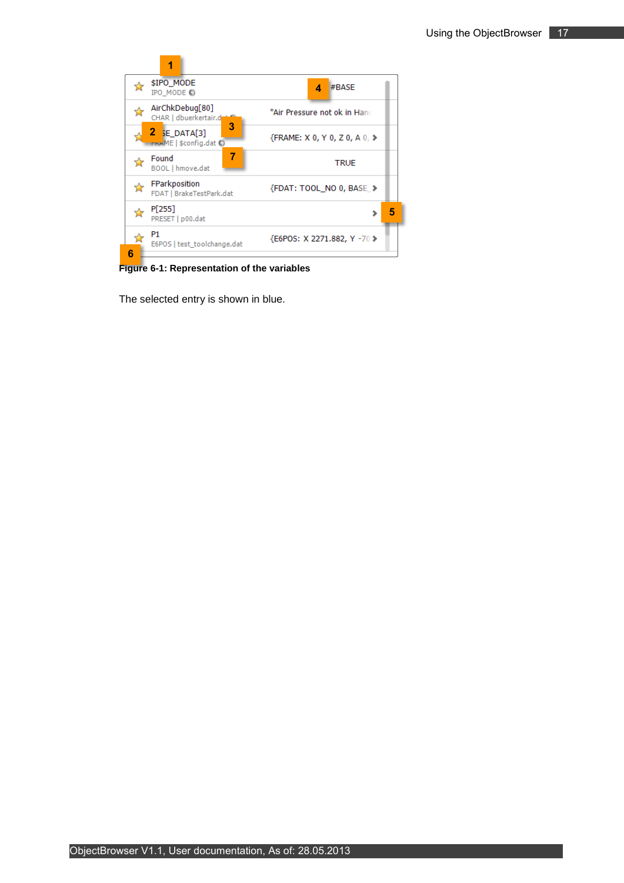**Figure 6-1: Representation of the variables**

The selected entry is shown in blue.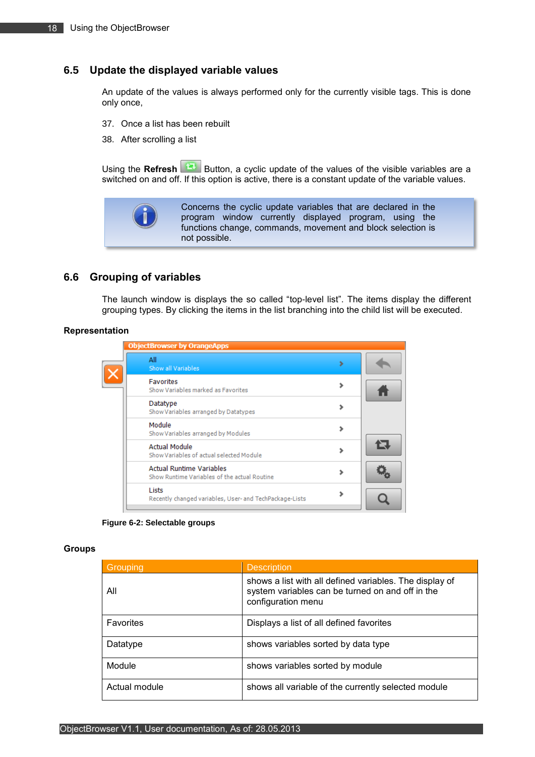## 6.5 Update the displayed variable values

An update of the values is always performed only for the currently visible tags. This is done only once,

37. Once a list has been rebuilt
38. After scrolling a list

Using the **Refresh** Button, a cyclic update of the values of the visible variables are a switched on and off. If this option is active, there is a constant update of the variable values.

> Concerns the cyclic update variables that are declared in the program window currently displayed program, using the functions change, commands, movement and block selection is not possible.

## 6.6 Grouping of variables

The launch window is displays the so called "top-level list". The items display the different grouping types. By clicking the items in the list branching into the child list will be executed.

**Representation**

Figure 6-2: Selectable groups

**Groups**

| Grouping | Description |
|---|---|
| All | shows a list with all defined variables. The display of system variables can be turned on and off in the configuration menu |
| Favorites | Displays a list of all defined favorites |
| Datatype | shows variables sorted by data type |
| Module | shows variables sorted by module |
| Actual module | shows all variable of the currently selected module |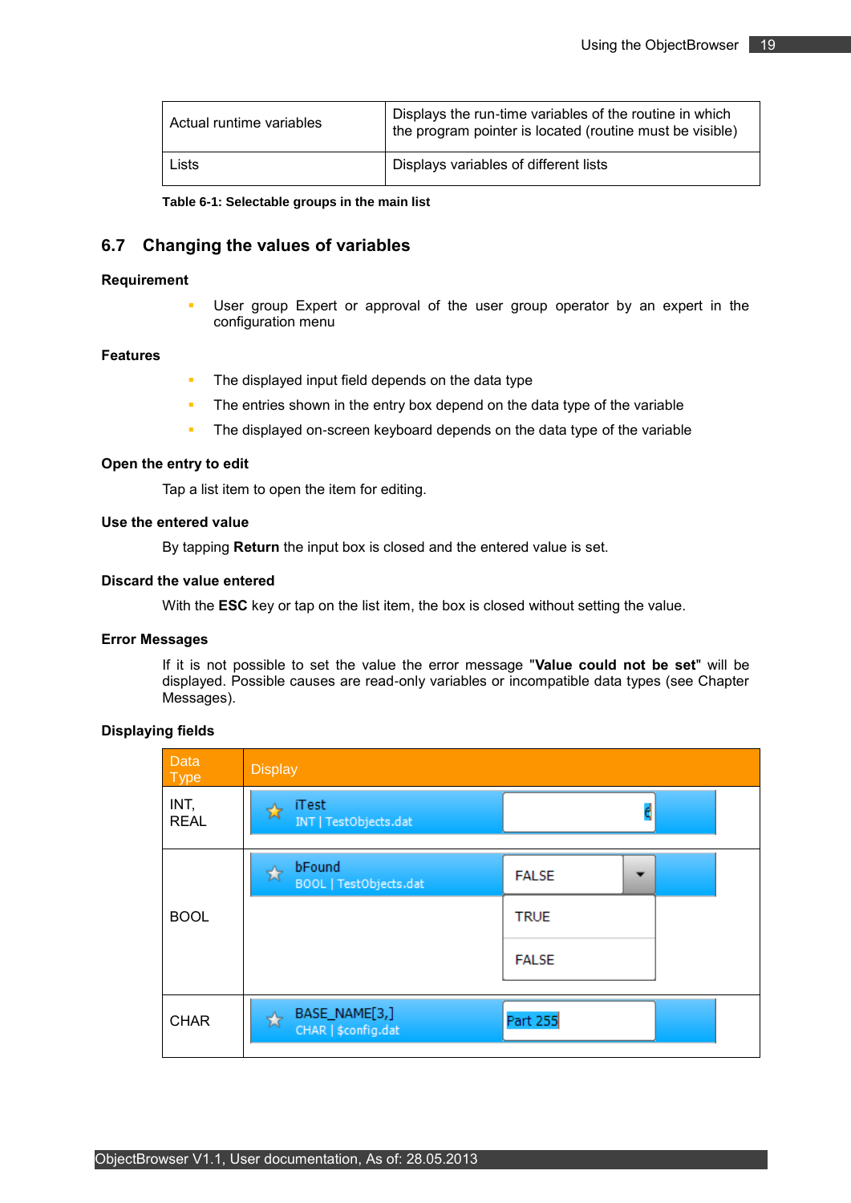| Actual runtime variables | Displays the run-time variables of the routine in which the program pointer is located (routine must be visible) |
|---|---|
| Lists | Displays variables of different lists |

**Table 6-1: Selectable groups in the main list**

## 6.7 Changing the values of variables

**Requirement**

- User group Expert or approval of the user group operator by an expert in the configuration menu

**Features**

- The displayed input field depends on the data type
- The entries shown in the entry box depend on the data type of the variable
- The displayed on-screen keyboard depends on the data type of the variable

**Open the entry to edit**

Tap a list item to open the item for editing.

**Use the entered value**

By tapping **Return** the input box is closed and the entered value is set.

**Discard the value entered**

With the **ESC** key or tap on the list item, the box is closed without setting the value.

**Error Messages**

If it is not possible to set the value the error message "**Value could not be set**" will be displayed. Possible causes are read-only variables or incompatible data types (see Chapter Messages).

**Displaying fields**

| Data Type | Display |
|---|---|
| INT, REAL | iTest<br>INT \| TestObjects.dat |
| BOOL | bFound<br>BOOL \| TestObjects.dat<br>FALSE<br>TRUE<br>FALSE |
| CHAR | BASE_NAME[3,]<br>CHAR \| $config.dat<br>Part 255 |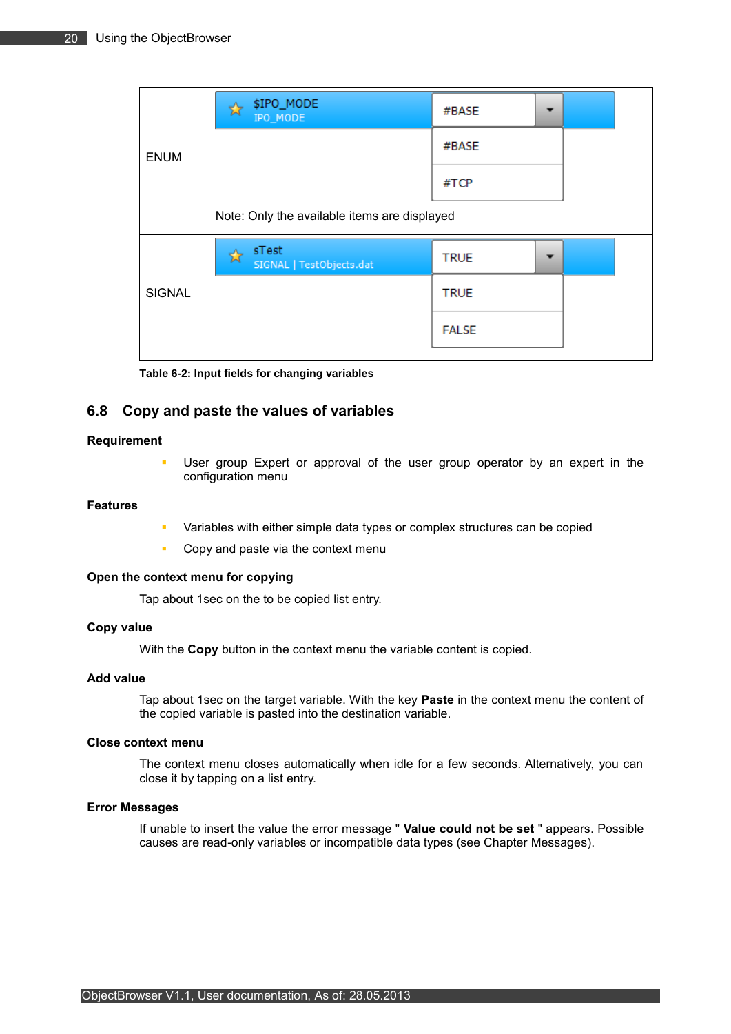| ENUM | $IPO_MODE IPO_MODE #BASE #BASE #TCP<br>Note: Only the available items are displayed |
|---|---|
| SIGNAL | sTest SIGNAL \| TestObjects.dat TRUE TRUE FALSE |

**Table 6-2: Input fields for changing variables**

## 6.8 Copy and paste the values of variables

**Requirement**

- User group Expert or approval of the user group operator by an expert in the configuration menu

**Features**

- Variables with either simple data types or complex structures can be copied
- Copy and paste via the context menu

**Open the context menu for copying**

Tap about 1sec on the to be copied list entry.

**Copy value**

With the **Copy** button in the context menu the variable content is copied.

**Add value**

Tap about 1sec on the target variable. With the key **Paste** in the context menu the content of the copied variable is pasted into the destination variable.

**Close context menu**

The context menu closes automatically when idle for a few seconds. Alternatively, you can close it by tapping on a list entry.

**Error Messages**

If unable to insert the value the error message " **Value could not be set** " appears. Possible causes are read-only variables or incompatible data types (see Chapter Messages).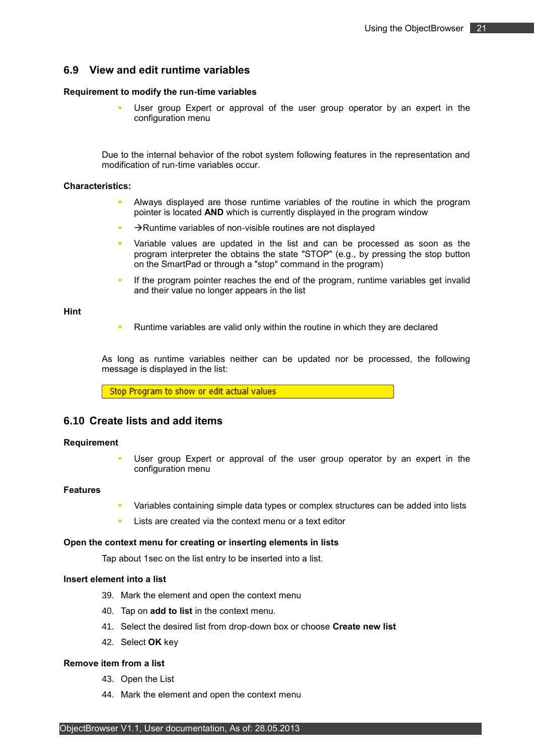## 6.9 View and edit runtime variables

**Requirement to modify the run-time variables**

- User group Expert or approval of the user group operator by an expert in the configuration menu

Due to the internal behavior of the robot system following features in the representation and modification of run-time variables occur.

**Characteristics:**

- Always displayed are those runtime variables of the routine in which the program pointer is located **AND** which is currently displayed in the program window
- →Runtime variables of non-visible routines are not displayed
- Variable values are updated in the list and can be processed as soon as the program interpreter the obtains the state "STOP" (e.g., by pressing the stop button on the SmartPad or through a "stop" command in the program)
- If the program pointer reaches the end of the program, runtime variables get invalid and their value no longer appears in the list

**Hint**

- Runtime variables are valid only within the routine in which they are declared

As long as runtime variables neither can be updated nor be processed, the following message is displayed in the list:

Stop Program to show or edit actual values

## 6.10 Create lists and add items

**Requirement**

- User group Expert or approval of the user group operator by an expert in the configuration menu

**Features**

- Variables containing simple data types or complex structures can be added into lists
- Lists are created via the context menu or a text editor

**Open the context menu for creating or inserting elements in lists**

Tap about 1sec on the list entry to be inserted into a list.

**Insert element into a list**

39. Mark the element and open the context menu
40. Tap on **add to list** in the context menu.
41. Select the desired list from drop-down box or choose **Create new list**
42. Select **OK** key

**Remove item from a list**

43. Open the List
44. Mark the element and open the context menu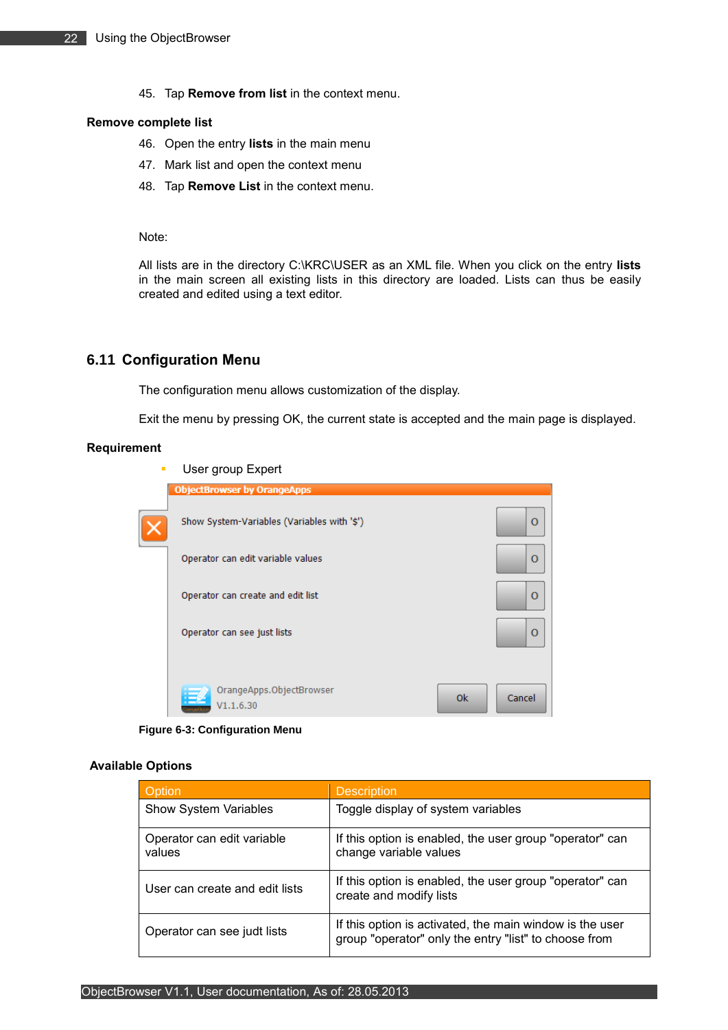45. Tap **Remove from list** in the context menu.

**Remove complete list**

46. Open the entry **lists** in the main menu
47. Mark list and open the context menu
48. Tap **Remove List** in the context menu.

Note:

All lists are in the directory C:\KRC\USER as an XML file. When you click on the entry **lists** in the main screen all existing lists in this directory are loaded. Lists can thus be easily created and edited using a text editor.

## 6.11 Configuration Menu

The configuration menu allows customization of the display.

Exit the menu by pressing OK, the current state is accepted and the main page is displayed.

**Requirement**

- User group Expert

**Figure 6-3: Configuration Menu**

**Available Options**

| Option | Description |
|---|---|
| Show System Variables | Toggle display of system variables |
| Operator can edit variable values | If this option is enabled, the user group "operator" can change variable values |
| User can create and edit lists | If this option is enabled, the user group "operator" can create and modify lists |
| Operator can see judt lists | If this option is activated, the main window is the user group "operator" only the entry "list" to choose from |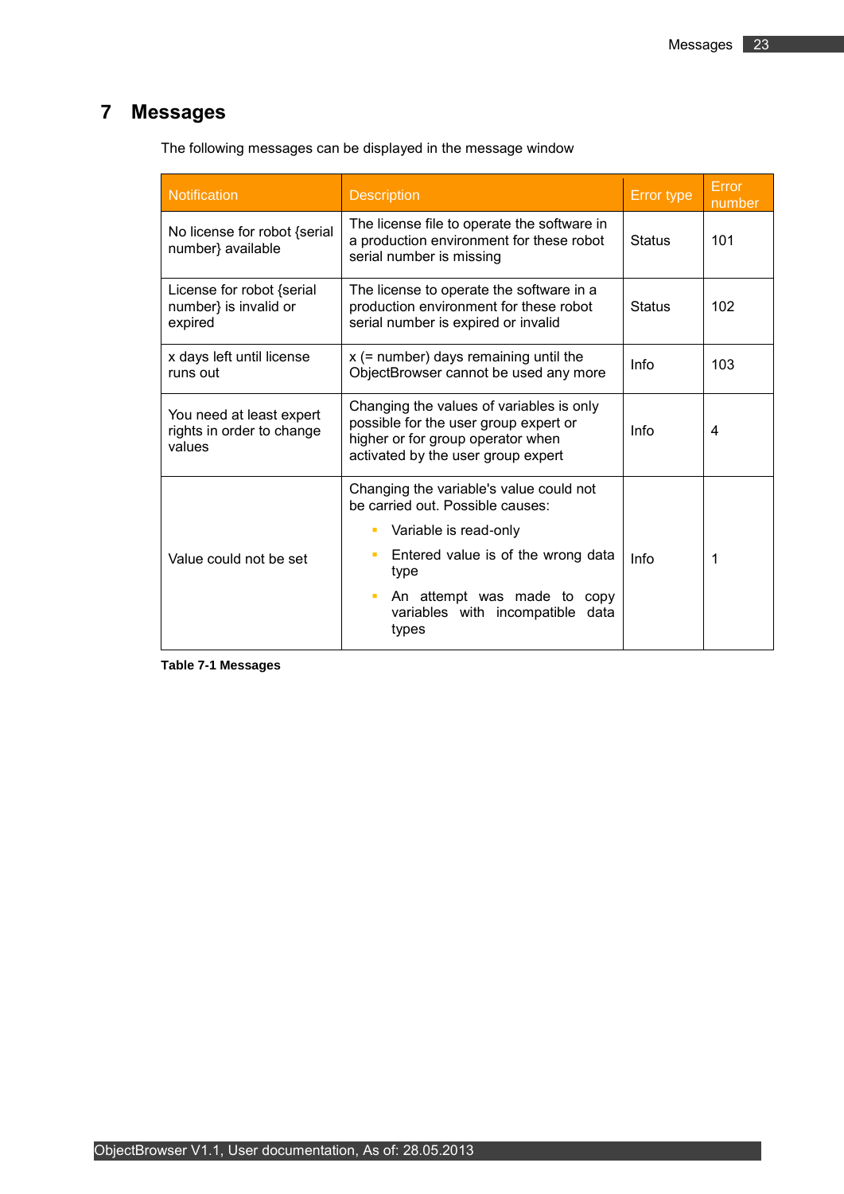# 7 Messages

The following messages can be displayed in the message window

| Notification | Description | Error type | Error number |
|---|---|---|---|
| No license for robot {serial number} available | The license file to operate the software in a production environment for these robot serial number is missing | Status | 101 |
| License for robot {serial number} is invalid or expired | The license to operate the software in a production environment for these robot serial number is expired or invalid | Status | 102 |
| x days left until license runs out | x (= number) days remaining until the ObjectBrowser cannot be used any more | Info | 103 |
| You need at least expert rights in order to change values | Changing the values of variables is only possible for the user group expert or higher or for group operator when activated by the user group expert | Info | 4 |
| Value could not be set | Changing the variable's value could not be carried out. Possible causes:<br>▪ Variable is read-only<br>▪ Entered value is of the wrong data type<br>▪ An attempt was made to copy variables with incompatible data types | Info | 1 |

**Table 7-1 Messages**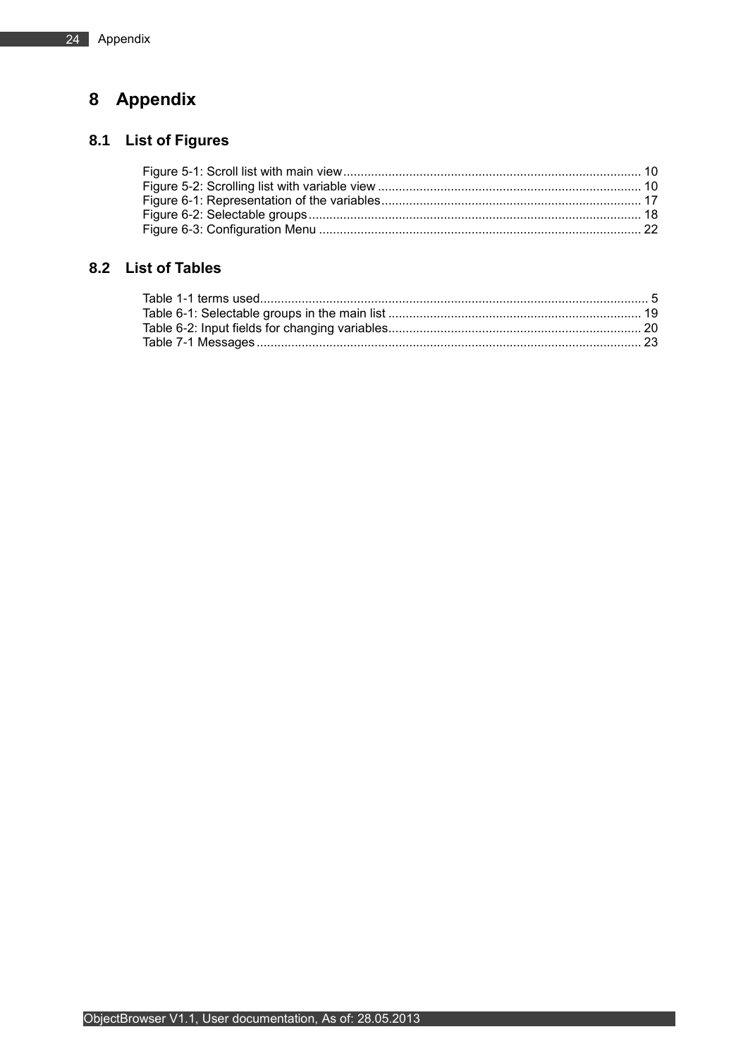# 8 Appendix

## 8.1 List of Figures

Figure 5-1: Scroll list with main view ..................................................................................... 10
Figure 5-2: Scrolling list with variable view ........................................................................... 10
Figure 6-1: Representation of the variables .......................................................................... 17
Figure 6-2: Selectable groups ............................................................................................... 18
Figure 6-3: Configuration Menu ............................................................................................ 22

## 8.2 List of Tables

Table 1-1 terms used............................................................................................................... 5
Table 6-1: Selectable groups in the main list ........................................................................ 19
Table 6-2: Input fields for changing variables........................................................................ 20
Table 7-1 Messages .............................................................................................................. 23